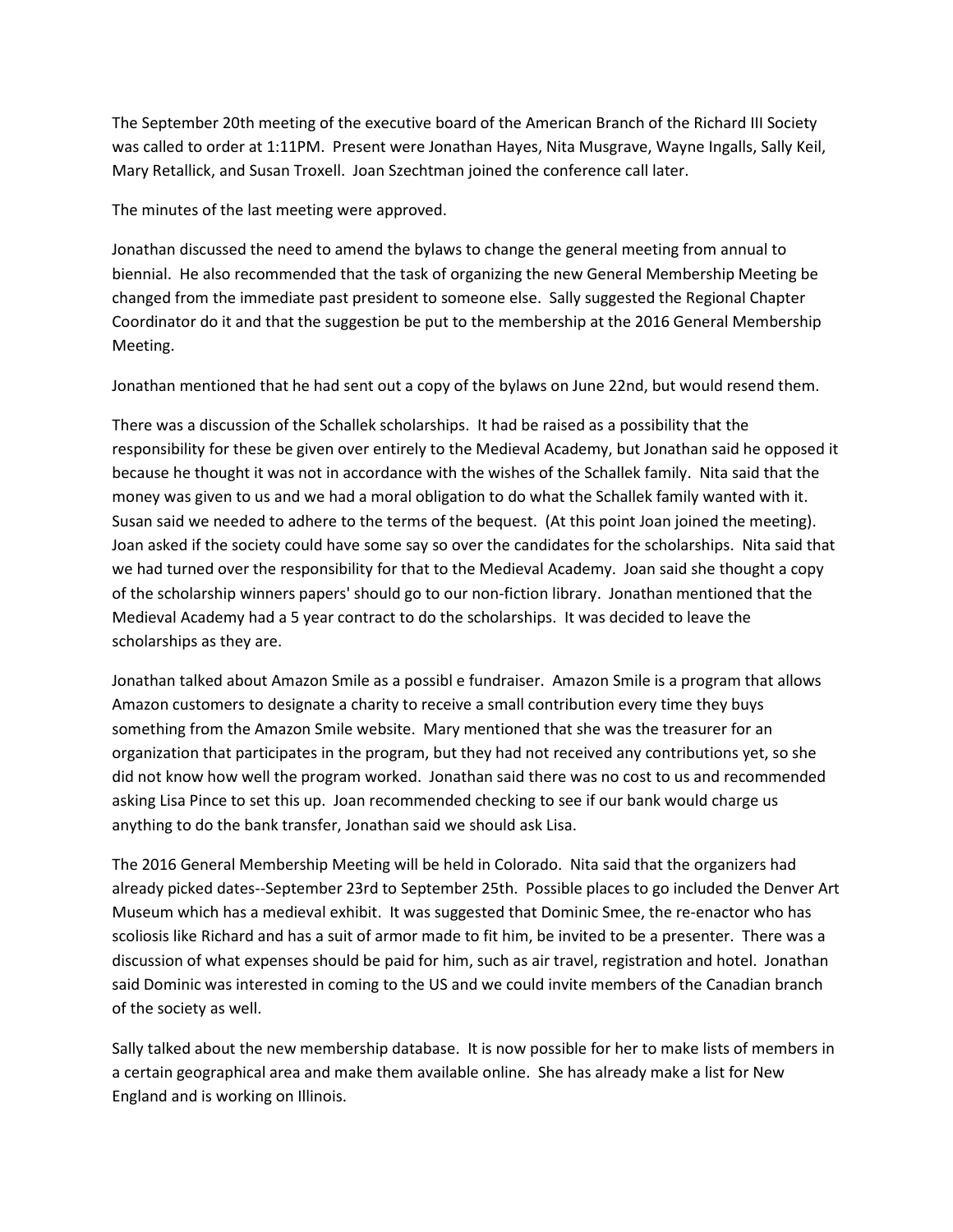The September 20th meeting of the executive board of the American Branch of the Richard III Society was called to order at 1:11PM. Present were Jonathan Hayes, Nita Musgrave, Wayne Ingalls, Sally Keil, Mary Retallick, and Susan Troxell. Joan Szechtman joined the conference call later.

The minutes of the last meeting were approved.

Jonathan discussed the need to amend the bylaws to change the general meeting from annual to biennial. He also recommended that the task of organizing the new General Membership Meeting be changed from the immediate past president to someone else. Sally suggested the Regional Chapter Coordinator do it and that the suggestion be put to the membership at the 2016 General Membership Meeting.

Jonathan mentioned that he had sent out a copy of the bylaws on June 22nd, but would resend them.

There was a discussion of the Schallek scholarships. It had be raised as a possibility that the responsibility for these be given over entirely to the Medieval Academy, but Jonathan said he opposed it because he thought it was not in accordance with the wishes of the Schallek family. Nita said that the money was given to us and we had a moral obligation to do what the Schallek family wanted with it. Susan said we needed to adhere to the terms of the bequest. (At this point Joan joined the meeting). Joan asked if the society could have some say so over the candidates for the scholarships. Nita said that we had turned over the responsibility for that to the Medieval Academy. Joan said she thought a copy of the scholarship winners papers' should go to our non-fiction library. Jonathan mentioned that the Medieval Academy had a 5 year contract to do the scholarships. It was decided to leave the scholarships as they are.

Jonathan talked about Amazon Smile as a possibl e fundraiser. Amazon Smile is a program that allows Amazon customers to designate a charity to receive a small contribution every time they buys something from the Amazon Smile website. Mary mentioned that she was the treasurer for an organization that participates in the program, but they had not received any contributions yet, so she did not know how well the program worked. Jonathan said there was no cost to us and recommended asking Lisa Pince to set this up. Joan recommended checking to see if our bank would charge us anything to do the bank transfer, Jonathan said we should ask Lisa.

The 2016 General Membership Meeting will be held in Colorado. Nita said that the organizers had already picked dates--September 23rd to September 25th. Possible places to go included the Denver Art Museum which has a medieval exhibit. It was suggested that Dominic Smee, the re-enactor who has scoliosis like Richard and has a suit of armor made to fit him, be invited to be a presenter. There was a discussion of what expenses should be paid for him, such as air travel, registration and hotel. Jonathan said Dominic was interested in coming to the US and we could invite members of the Canadian branch of the society as well.

Sally talked about the new membership database. It is now possible for her to make lists of members in a certain geographical area and make them available online. She has already make a list for New England and is working on Illinois.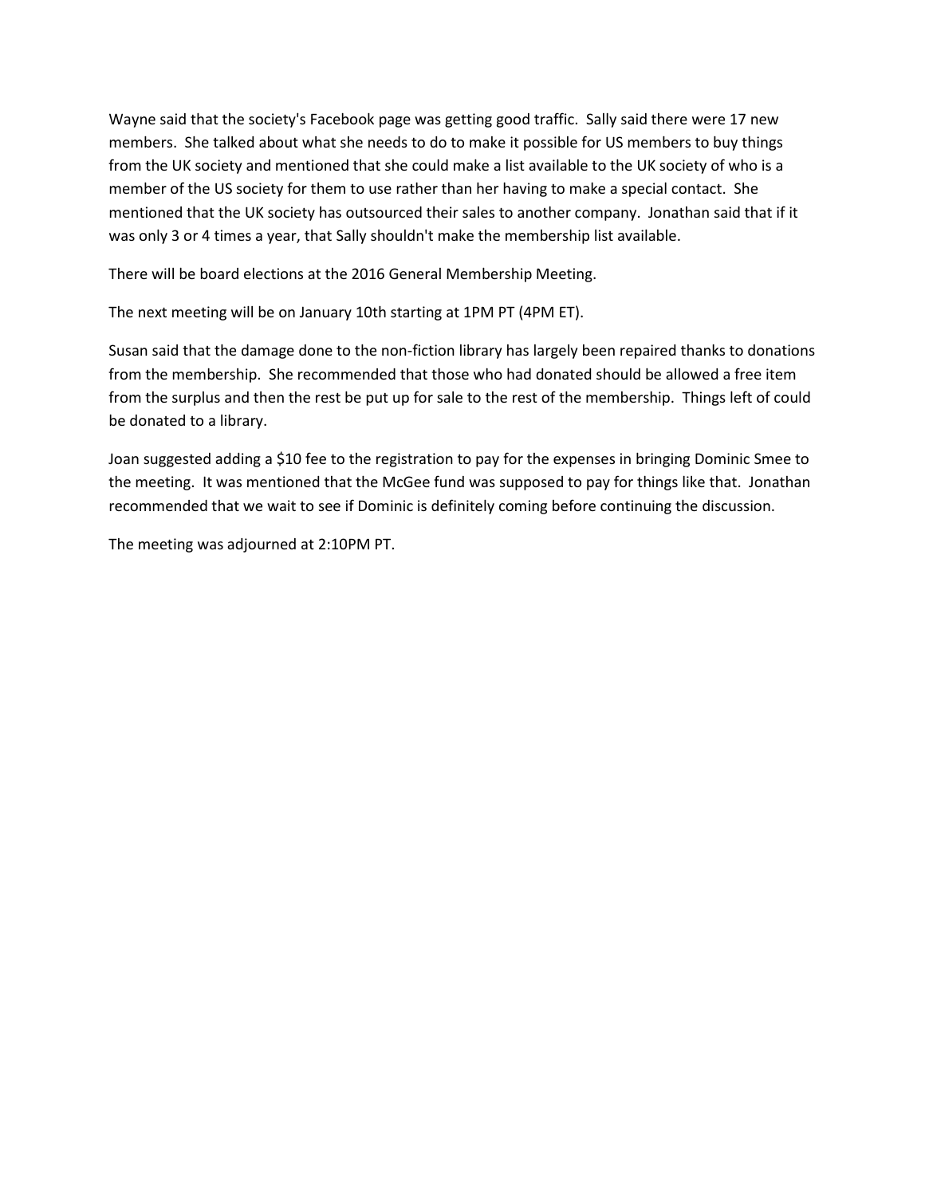Wayne said that the society's Facebook page was getting good traffic. Sally said there were 17 new members. She talked about what she needs to do to make it possible for US members to buy things from the UK society and mentioned that she could make a list available to the UK society of who is a member of the US society for them to use rather than her having to make a special contact. She mentioned that the UK society has outsourced their sales to another company. Jonathan said that if it was only 3 or 4 times a year, that Sally shouldn't make the membership list available.

There will be board elections at the 2016 General Membership Meeting.

The next meeting will be on January 10th starting at 1PM PT (4PM ET).

Susan said that the damage done to the non-fiction library has largely been repaired thanks to donations from the membership. She recommended that those who had donated should be allowed a free item from the surplus and then the rest be put up for sale to the rest of the membership. Things left of could be donated to a library.

Joan suggested adding a $10 fee to the registration to pay for the expenses in bringing Dominic Smee to the meeting. It was mentioned that the McGee fund was supposed to pay for things like that. Jonathan recommended that we wait to see if Dominic is definitely coming before continuing the discussion.

The meeting was adjourned at 2:10PM PT.